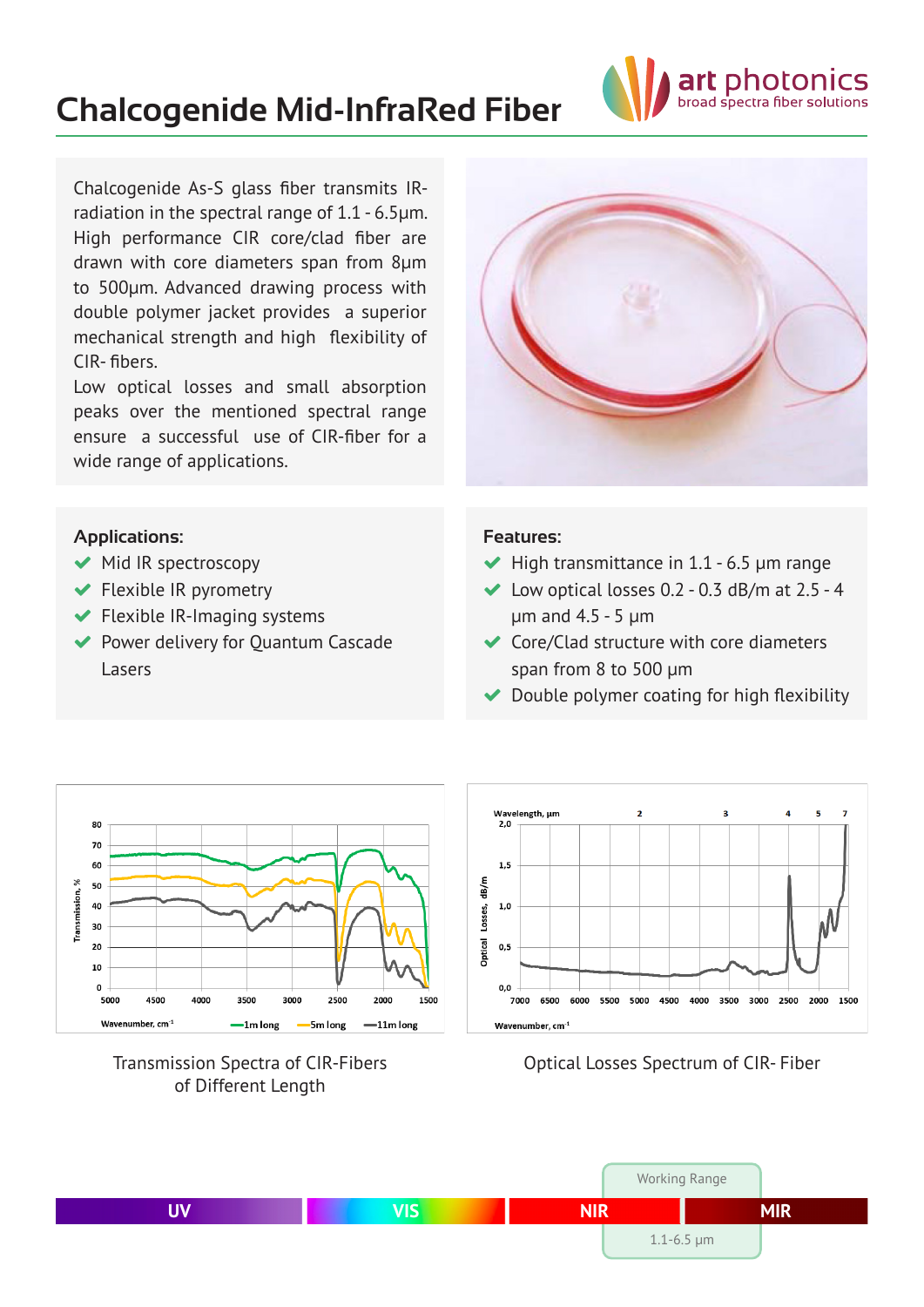# Chalcogenide Mid-InfraRed Fiber

art photonics
broad spectra fiber solutions

Chalcogenide As-S glass fiber transmits IR-radiation in the spectral range of 1.1 - 6.5μm. High performance CIR core/clad fiber are drawn with core diameters span from 8μm to 500μm. Advanced drawing process with double polymer jacket provides a superior mechanical strength and high flexibility of CIR- fibers.

Low optical losses and small absorption peaks over the mentioned spectral range ensure a successful use of CIR-fiber for a wide range of applications.

### Applications:

- Mid IR spectroscopy
- Flexible IR pyrometry
- Flexible IR-Imaging systems
- Power delivery for Quantum Cascade Lasers

### Features:

- High transmittance in 1.1 - 6.5 μm range
- Low optical losses 0.2 - 0.3 dB/m at 2.5 - 4 μm and 4.5 - 5 μm
- Core/Clad structure with core diameters span from 8 to 500 μm
- Double polymer coating for high flexibility

Transmission Spectra of CIR-Fibers of Different Length

Optical Losses Spectrum of CIR- Fiber

UV | VIS | NIR | MIR

Working Range: 1.1-6.5 μm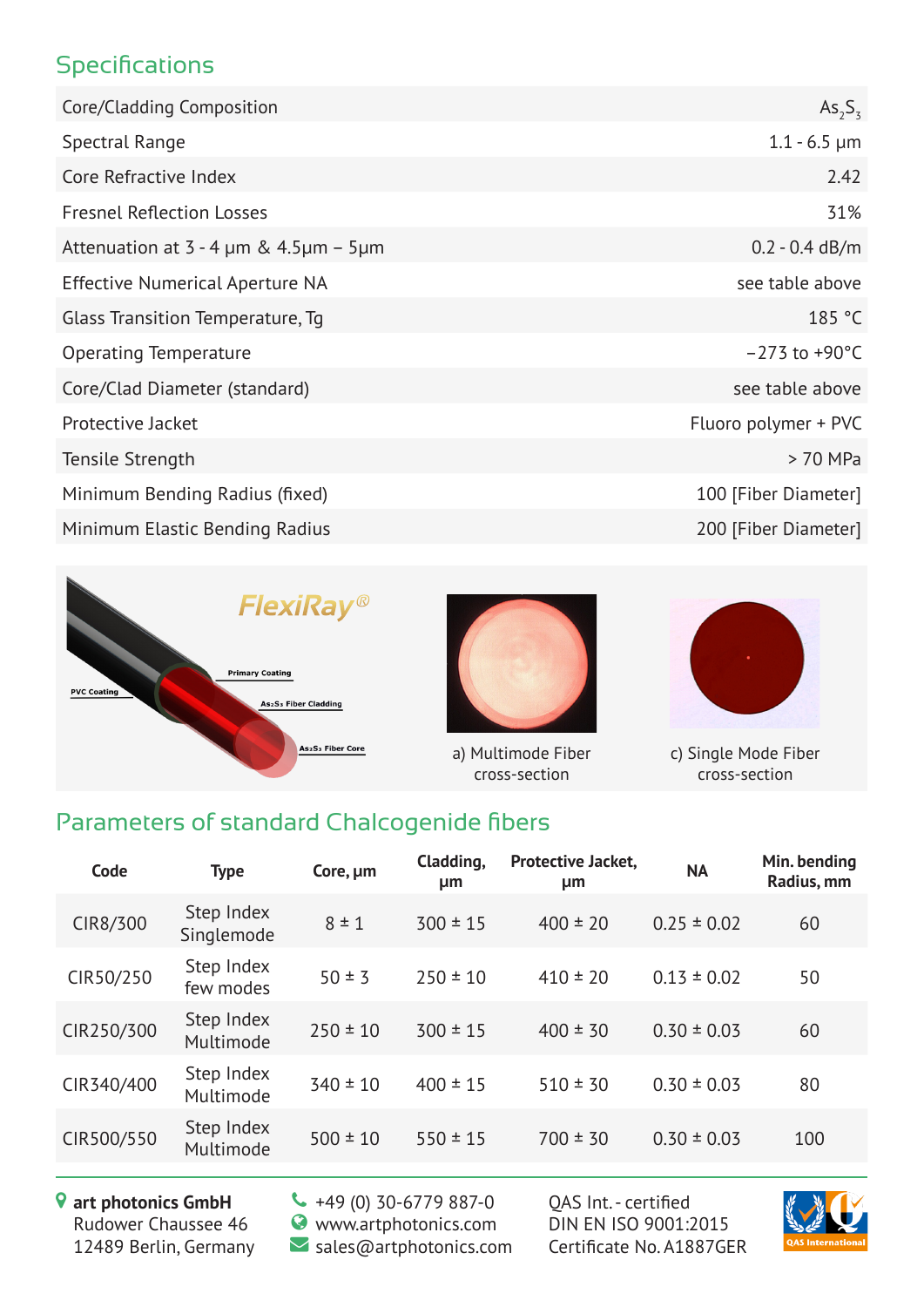## Specifications

| | |
|---|---|
| Core/Cladding Composition | $As_2S_3$ |
| Spectral Range | 1.1 - 6.5 µm |
| Core Refractive Index | 2.42 |
| Fresnel Reflection Losses | 31% |
| Attenuation at 3 - 4 µm & 4.5µm – 5µm | 0.2 - 0.4 dB/m |
| Effective Numerical Aperture NA | see table above |
| Glass Transition Temperature, Tg | 185 °C |
| Operating Temperature | −273 to +90°C |
| Core/Clad Diameter (standard) | see table above |
| Protective Jacket | Fluoro polymer + PVC |
| Tensile Strength | > 70 MPa |
| Minimum Bending Radius (fixed) | 100 [Fiber Diameter] |
| Minimum Elastic Bending Radius | 200 [Fiber Diameter] |

FlexiRay®

PVC Coating

Primary Coating

$As_2S_3$ Fiber Cladding

$As_2S_3$ Fiber Core

a) Multimode Fiber cross-section

c) Single Mode Fiber cross-section

## Parameters of standard Chalcogenide fibers

| Code | Type | Core, µm | Cladding, µm | Protective Jacket, µm | NA | Min. bending Radius, mm |
|---|---|---|---|---|---|---|
| CIR8/300 | Step Index Singlemode | 8 ± 1 | 300 ± 15 | 400 ± 20 | 0.25 ± 0.02 | 60 |
| CIR50/250 | Step Index few modes | 50 ± 3 | 250 ± 10 | 410 ± 20 | 0.13 ± 0.02 | 50 |
| CIR250/300 | Step Index Multimode | 250 ± 10 | 300 ± 15 | 400 ± 30 | 0.30 ± 0.03 | 60 |
| CIR340/400 | Step Index Multimode | 340 ± 10 | 400 ± 15 | 510 ± 30 | 0.30 ± 0.03 | 80 |
| CIR500/550 | Step Index Multimode | 500 ± 10 | 550 ± 15 | 700 ± 30 | 0.30 ± 0.03 | 100 |

**art photonics GmbH**
Rudower Chaussee 46
12489 Berlin, Germany

+49 (0) 30-6779 887-0
www.artphotonics.com
sales@artphotonics.com

QAS Int. - certified
DIN EN ISO 9001:2015
Certificate No. A1887GER

QAS International